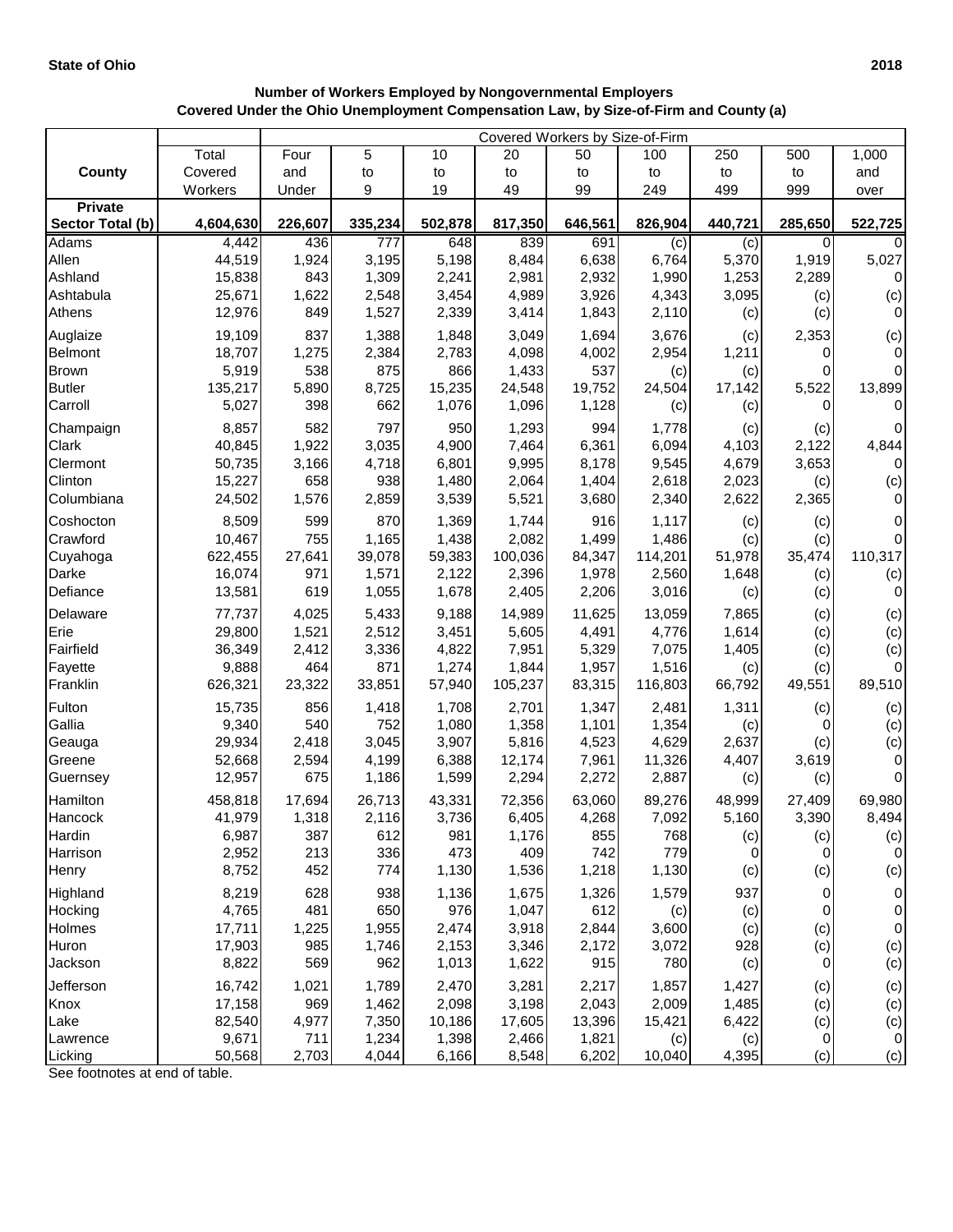State of Ohio 2018

**Number of Workers Employed by Nongovernmental Employers Covered Under the Ohio Unemployment Compensation Law, by Size-of-Firm and County (a)**

| County | Total Covered Workers | Covered Workers by Size-of-Firm | | | | | | | | |
|---|---|---|---|---|---|---|---|---|---|---|
| | | Four and Under | 5 to 9 | 10 to 19 | 20 to 49 | 50 to 99 | 100 to 249 | 250 to 499 | 500 to 999 | 1,000 and over |
| **Private Sector Total (b)** | **4,604,630** | **226,607** | **335,234** | **502,878** | **817,350** | **646,561** | **826,904** | **440,721** | **285,650** | **522,725** |
| Adams | 4,442 | 436 | 777 | 648 | 839 | 691 | (c) | (c) | 0 | 0 |
| Allen | 44,519 | 1,924 | 3,195 | 5,198 | 8,484 | 6,638 | 6,764 | 5,370 | 1,919 | 5,027 |
| Ashland | 15,838 | 843 | 1,309 | 2,241 | 2,981 | 2,932 | 1,990 | 1,253 | 2,289 | 0 |
| Ashtabula | 25,671 | 1,622 | 2,548 | 3,454 | 4,989 | 3,926 | 4,343 | 3,095 | (c) | (c) |
| Athens | 12,976 | 849 | 1,527 | 2,339 | 3,414 | 1,843 | 2,110 | (c) | (c) | 0 |
| Auglaize | 19,109 | 837 | 1,388 | 1,848 | 3,049 | 1,694 | 3,676 | (c) | 2,353 | (c) |
| Belmont | 18,707 | 1,275 | 2,384 | 2,783 | 4,098 | 4,002 | 2,954 | 1,211 | 0 | 0 |
| Brown | 5,919 | 538 | 875 | 866 | 1,433 | 537 | (c) | (c) | 0 | 0 |
| Butler | 135,217 | 5,890 | 8,725 | 15,235 | 24,548 | 19,752 | 24,504 | 17,142 | 5,522 | 13,899 |
| Carroll | 5,027 | 398 | 662 | 1,076 | 1,096 | 1,128 | (c) | (c) | 0 | 0 |
| Champaign | 8,857 | 582 | 797 | 950 | 1,293 | 994 | 1,778 | (c) | (c) | 0 |
| Clark | 40,845 | 1,922 | 3,035 | 4,900 | 7,464 | 6,361 | 6,094 | 4,103 | 2,122 | 4,844 |
| Clermont | 50,735 | 3,166 | 4,718 | 6,801 | 9,995 | 8,178 | 9,545 | 4,679 | 3,653 | 0 |
| Clinton | 15,227 | 658 | 938 | 1,480 | 2,064 | 1,404 | 2,618 | 2,023 | (c) | (c) |
| Columbiana | 24,502 | 1,576 | 2,859 | 3,539 | 5,521 | 3,680 | 2,340 | 2,622 | 2,365 | 0 |
| Coshocton | 8,509 | 599 | 870 | 1,369 | 1,744 | 916 | 1,117 | (c) | (c) | 0 |
| Crawford | 10,467 | 755 | 1,165 | 1,438 | 2,082 | 1,499 | 1,486 | (c) | (c) | 0 |
| Cuyahoga | 622,455 | 27,641 | 39,078 | 59,383 | 100,036 | 84,347 | 114,201 | 51,978 | 35,474 | 110,317 |
| Darke | 16,074 | 971 | 1,571 | 2,122 | 2,396 | 1,978 | 2,560 | 1,648 | (c) | (c) |
| Defiance | 13,581 | 619 | 1,055 | 1,678 | 2,405 | 2,206 | 3,016 | (c) | (c) | 0 |
| Delaware | 77,737 | 4,025 | 5,433 | 9,188 | 14,989 | 11,625 | 13,059 | 7,865 | (c) | (c) |
| Erie | 29,800 | 1,521 | 2,512 | 3,451 | 5,605 | 4,491 | 4,776 | 1,614 | (c) | (c) |
| Fairfield | 36,349 | 2,412 | 3,336 | 4,822 | 7,951 | 5,329 | 7,075 | 1,405 | (c) | (c) |
| Fayette | 9,888 | 464 | 871 | 1,274 | 1,844 | 1,957 | 1,516 | (c) | (c) | 0 |
| Franklin | 626,321 | 23,322 | 33,851 | 57,940 | 105,237 | 83,315 | 116,803 | 66,792 | 49,551 | 89,510 |
| Fulton | 15,735 | 856 | 1,418 | 1,708 | 2,701 | 1,347 | 2,481 | 1,311 | (c) | (c) |
| Gallia | 9,340 | 540 | 752 | 1,080 | 1,358 | 1,101 | 1,354 | (c) | 0 | (c) |
| Geauga | 29,934 | 2,418 | 3,045 | 3,907 | 5,816 | 4,523 | 4,629 | 2,637 | (c) | (c) |
| Greene | 52,668 | 2,594 | 4,199 | 6,388 | 12,174 | 7,961 | 11,326 | 4,407 | 3,619 | 0 |
| Guernsey | 12,957 | 675 | 1,186 | 1,599 | 2,294 | 2,272 | 2,887 | (c) | (c) | 0 |
| Hamilton | 458,818 | 17,694 | 26,713 | 43,331 | 72,356 | 63,060 | 89,276 | 48,999 | 27,409 | 69,980 |
| Hancock | 41,979 | 1,318 | 2,116 | 3,736 | 6,405 | 4,268 | 7,092 | 5,160 | 3,390 | 8,494 |
| Hardin | 6,987 | 387 | 612 | 981 | 1,176 | 855 | 768 | (c) | (c) | (c) |
| Harrison | 2,952 | 213 | 336 | 473 | 409 | 742 | 779 | 0 | 0 | 0 |
| Henry | 8,752 | 452 | 774 | 1,130 | 1,536 | 1,218 | 1,130 | (c) | (c) | (c) |
| Highland | 8,219 | 628 | 938 | 1,136 | 1,675 | 1,326 | 1,579 | 937 | 0 | 0 |
| Hocking | 4,765 | 481 | 650 | 976 | 1,047 | 612 | (c) | (c) | 0 | 0 |
| Holmes | 17,711 | 1,225 | 1,955 | 2,474 | 3,918 | 2,844 | 3,600 | (c) | (c) | 0 |
| Huron | 17,903 | 985 | 1,746 | 2,153 | 3,346 | 2,172 | 3,072 | 928 | (c) | (c) |
| Jackson | 8,822 | 569 | 962 | 1,013 | 1,622 | 915 | 780 | (c) | 0 | (c) |
| Jefferson | 16,742 | 1,021 | 1,789 | 2,470 | 3,281 | 2,217 | 1,857 | 1,427 | (c) | (c) |
| Knox | 17,158 | 969 | 1,462 | 2,098 | 3,198 | 2,043 | 2,009 | 1,485 | (c) | (c) |
| Lake | 82,540 | 4,977 | 7,350 | 10,186 | 17,605 | 13,396 | 15,421 | 6,422 | (c) | (c) |
| Lawrence | 9,671 | 711 | 1,234 | 1,398 | 2,466 | 1,821 | (c) | (c) | 0 | 0 |
| Licking | 50,568 | 2,703 | 4,044 | 6,166 | 8,548 | 6,202 | 10,040 | 4,395 | (c) | (c) |

See footnotes at end of table.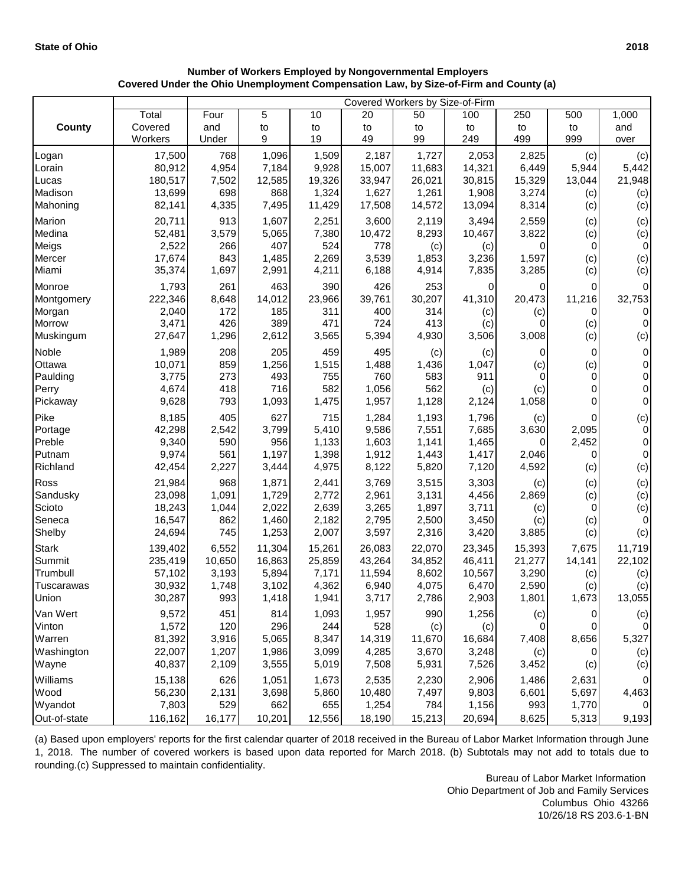**State of Ohio** **2018**

**Number of Workers Employed by Nongovernmental Employers**
**Covered Under the Ohio Unemployment Compensation Law, by Size-of-Firm and County (a)**

| County | Total Covered Workers | Covered Workers by Size-of-Firm: Four and Under | 5 to 9 | 10 to 19 | 20 to 49 | 50 to 99 | 100 to 249 | 250 to 499 | 500 to 999 | 1,000 and over |
|---|---|---|---|---|---|---|---|---|---|---|
| Logan | 17,500 | 768 | 1,096 | 1,509 | 2,187 | 1,727 | 2,053 | 2,825 | (c) | (c) |
| Lorain | 80,912 | 4,954 | 7,184 | 9,928 | 15,007 | 11,683 | 14,321 | 6,449 | 5,944 | 5,442 |
| Lucas | 180,517 | 7,502 | 12,585 | 19,326 | 33,947 | 26,021 | 30,815 | 15,329 | 13,044 | 21,948 |
| Madison | 13,699 | 698 | 868 | 1,324 | 1,627 | 1,261 | 1,908 | 3,274 | (c) | (c) |
| Mahoning | 82,141 | 4,335 | 7,495 | 11,429 | 17,508 | 14,572 | 13,094 | 8,314 | (c) | (c) |
| Marion | 20,711 | 913 | 1,607 | 2,251 | 3,600 | 2,119 | 3,494 | 2,559 | (c) | (c) |
| Medina | 52,481 | 3,579 | 5,065 | 7,380 | 10,472 | 8,293 | 10,467 | 3,822 | (c) | (c) |
| Meigs | 2,522 | 266 | 407 | 524 | 778 | (c) | (c) | 0 | 0 | 0 |
| Mercer | 17,674 | 843 | 1,485 | 2,269 | 3,539 | 1,853 | 3,236 | 1,597 | (c) | (c) |
| Miami | 35,374 | 1,697 | 2,991 | 4,211 | 6,188 | 4,914 | 7,835 | 3,285 | (c) | (c) |
| Monroe | 1,793 | 261 | 463 | 390 | 426 | 253 | 0 | 0 | 0 | 0 |
| Montgomery | 222,346 | 8,648 | 14,012 | 23,966 | 39,761 | 30,207 | 41,310 | 20,473 | 11,216 | 32,753 |
| Morgan | 2,040 | 172 | 185 | 311 | 400 | 314 | (c) | (c) | 0 | 0 |
| Morrow | 3,471 | 426 | 389 | 471 | 724 | 413 | (c) | 0 | (c) | 0 |
| Muskingum | 27,647 | 1,296 | 2,612 | 3,565 | 5,394 | 4,930 | 3,506 | 3,008 | (c) | (c) |
| Noble | 1,989 | 208 | 205 | 459 | 495 | (c) | (c) | 0 | 0 | 0 |
| Ottawa | 10,071 | 859 | 1,256 | 1,515 | 1,488 | 1,436 | 1,047 | (c) | (c) | 0 |
| Paulding | 3,775 | 273 | 493 | 755 | 760 | 583 | 911 | 0 | 0 | 0 |
| Perry | 4,674 | 418 | 716 | 582 | 1,056 | 562 | (c) | (c) | 0 | 0 |
| Pickaway | 9,628 | 793 | 1,093 | 1,475 | 1,957 | 1,128 | 2,124 | 1,058 | 0 | 0 |
| Pike | 8,185 | 405 | 627 | 715 | 1,284 | 1,193 | 1,796 | (c) | 0 | (c) |
| Portage | 42,298 | 2,542 | 3,799 | 5,410 | 9,586 | 7,551 | 7,685 | 3,630 | 2,095 | 0 |
| Preble | 9,340 | 590 | 956 | 1,133 | 1,603 | 1,141 | 1,465 | 0 | 2,452 | 0 |
| Putnam | 9,974 | 561 | 1,197 | 1,398 | 1,912 | 1,443 | 1,417 | 2,046 | 0 | 0 |
| Richland | 42,454 | 2,227 | 3,444 | 4,975 | 8,122 | 5,820 | 7,120 | 4,592 | (c) | (c) |
| Ross | 21,984 | 968 | 1,871 | 2,441 | 3,769 | 3,515 | 3,303 | (c) | (c) | (c) |
| Sandusky | 23,098 | 1,091 | 1,729 | 2,772 | 2,961 | 3,131 | 4,456 | 2,869 | (c) | (c) |
| Scioto | 18,243 | 1,044 | 2,022 | 2,639 | 3,265 | 1,897 | 3,711 | (c) | 0 | (c) |
| Seneca | 16,547 | 862 | 1,460 | 2,182 | 2,795 | 2,500 | 3,450 | (c) | (c) | 0 |
| Shelby | 24,694 | 745 | 1,253 | 2,007 | 3,597 | 2,316 | 3,420 | 3,885 | (c) | (c) |
| Stark | 139,402 | 6,552 | 11,304 | 15,261 | 26,083 | 22,070 | 23,345 | 15,393 | 7,675 | 11,719 |
| Summit | 235,419 | 10,650 | 16,863 | 25,859 | 43,264 | 34,852 | 46,411 | 21,277 | 14,141 | 22,102 |
| Trumbull | 57,102 | 3,193 | 5,894 | 7,171 | 11,594 | 8,602 | 10,567 | 3,290 | (c) | (c) |
| Tuscarawas | 30,932 | 1,748 | 3,102 | 4,362 | 6,940 | 4,075 | 6,470 | 2,590 | (c) | (c) |
| Union | 30,287 | 993 | 1,418 | 1,941 | 3,717 | 2,786 | 2,903 | 1,801 | 1,673 | 13,055 |
| Van Wert | 9,572 | 451 | 814 | 1,093 | 1,957 | 990 | 1,256 | (c) | 0 | (c) |
| Vinton | 1,572 | 120 | 296 | 244 | 528 | (c) | (c) | 0 | 0 | 0 |
| Warren | 81,392 | 3,916 | 5,065 | 8,347 | 14,319 | 11,670 | 16,684 | 7,408 | 8,656 | 5,327 |
| Washington | 22,007 | 1,207 | 1,986 | 3,099 | 4,285 | 3,670 | 3,248 | (c) | 0 | (c) |
| Wayne | 40,837 | 2,109 | 3,555 | 5,019 | 7,508 | 5,931 | 7,526 | 3,452 | (c) | (c) |
| Williams | 15,138 | 626 | 1,051 | 1,673 | 2,535 | 2,230 | 2,906 | 1,486 | 2,631 | 0 |
| Wood | 56,230 | 2,131 | 3,698 | 5,860 | 10,480 | 7,497 | 9,803 | 6,601 | 5,697 | 4,463 |
| Wyandot | 7,803 | 529 | 662 | 655 | 1,254 | 784 | 1,156 | 993 | 1,770 | 0 |
| Out-of-state | 116,162 | 16,177 | 10,201 | 12,556 | 18,190 | 15,213 | 20,694 | 8,625 | 5,313 | 9,193 |

(a) Based upon employers' reports for the first calendar quarter of 2018 received in the Bureau of Labor Market Information through June 1, 2018. The number of covered workers is based upon data reported for March 2018. (b) Subtotals may not add to totals due to rounding.(c) Suppressed to maintain confidentiality.

Bureau of Labor Market Information
Ohio Department of Job and Family Services
Columbus Ohio 43266
10/26/18 RS 203.6-1-BN